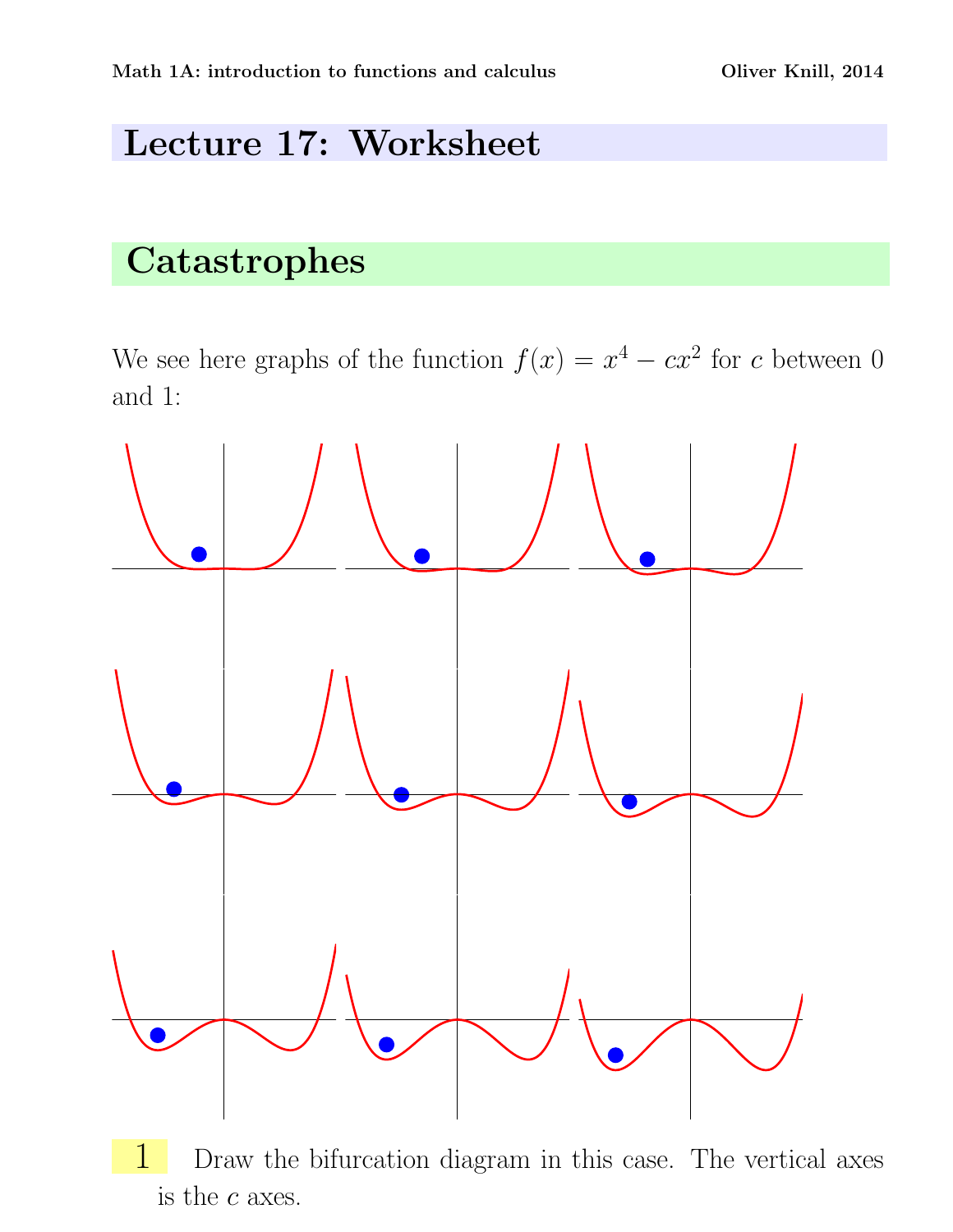# Lecture 17: Worksheet

## Catastrophes

We see here graphs of the function $f(x) = x^4 - cx^2$ for $c$ between 0 and 1:

**1** Draw the bifurcation diagram in this case. The vertical axes is the $c$ axes.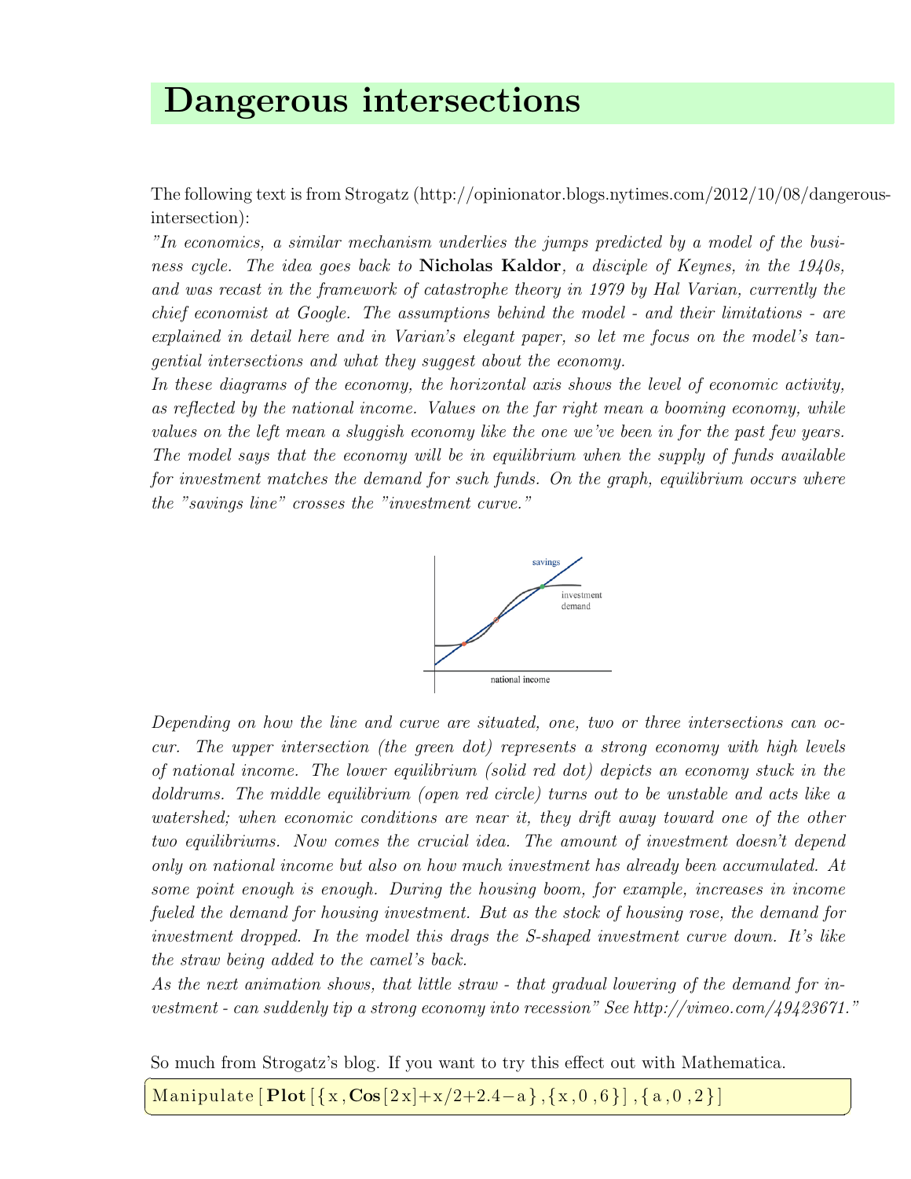# Dangerous intersections

The following text is from Strogatz (http://opinionator.blogs.nytimes.com/2012/10/08/dangerous-intersection):

*"In economics, a similar mechanism underlies the jumps predicted by a model of the business cycle. The idea goes back to* **Nicholas Kaldor***, a disciple of Keynes, in the 1940s, and was recast in the framework of catastrophe theory in 1979 by Hal Varian, currently the chief economist at Google. The assumptions behind the model - and their limitations - are explained in detail here and in Varian's elegant paper, so let me focus on the model's tangential intersections and what they suggest about the economy.*

*In these diagrams of the economy, the horizontal axis shows the level of economic activity, as reflected by the national income. Values on the far right mean a booming economy, while values on the left mean a sluggish economy like the one we've been in for the past few years. The model says that the economy will be in equilibrium when the supply of funds available for investment matches the demand for such funds. On the graph, equilibrium occurs where the "savings line" crosses the "investment curve."*

savings

investment demand

national income

*Depending on how the line and curve are situated, one, two or three intersections can occur. The upper intersection (the green dot) represents a strong economy with high levels of national income. The lower equilibrium (solid red dot) depicts an economy stuck in the doldrums. The middle equilibrium (open red circle) turns out to be unstable and acts like a watershed; when economic conditions are near it, they drift away toward one of the other two equilibriums. Now comes the crucial idea. The amount of investment doesn't depend only on national income but also on how much investment has already been accumulated. At some point enough is enough. During the housing boom, for example, increases in income fueled the demand for housing investment. But as the stock of housing rose, the demand for investment dropped. In the model this drags the S-shaped investment curve down. It's like the straw being added to the camel's back.*

*As the next animation shows, that little straw - that gradual lowering of the demand for investment - can suddenly tip a strong economy into recession" See http://vimeo.com/49423671."*

So much from Strogatz's blog. If you want to try this effect out with Mathematica.

```
Manipulate[Plot[{x,Cos[2x]+x/2+2.4-a},{x,0,6}],{a,0,2}]
```